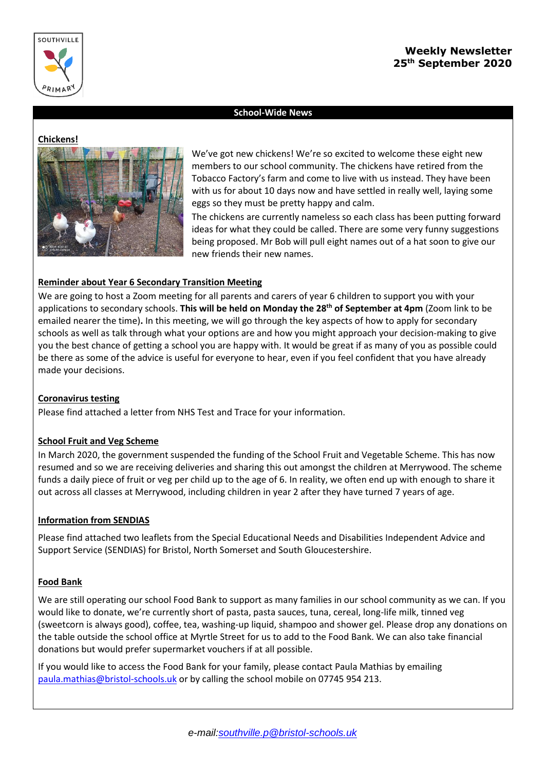# Weekly Newsletter
## 25th September 2020

## School-Wide News

### Chickens!

We've got new chickens! We're so excited to welcome these eight new members to our school community. The chickens have retired from the Tobacco Factory's farm and come to live with us instead. They have been with us for about 10 days now and have settled in really well, laying some eggs so they must be pretty happy and calm.

The chickens are currently nameless so each class has been putting forward ideas for what they could be called. There are some very funny suggestions being proposed. Mr Bob will pull eight names out of a hat soon to give our new friends their new names.

### Reminder about Year 6 Secondary Transition Meeting

We are going to host a Zoom meeting for all parents and carers of year 6 children to support you with your applications to secondary schools. **This will be held on Monday the 28th of September at 4pm** (Zoom link to be emailed nearer the time)**.** In this meeting, we will go through the key aspects of how to apply for secondary schools as well as talk through what your options are and how you might approach your decision-making to give you the best chance of getting a school you are happy with. It would be great if as many of you as possible could be there as some of the advice is useful for everyone to hear, even if you feel confident that you have already made your decisions.

### Coronavirus testing

Please find attached a letter from NHS Test and Trace for your information.

### School Fruit and Veg Scheme

In March 2020, the government suspended the funding of the School Fruit and Vegetable Scheme. This has now resumed and so we are receiving deliveries and sharing this out amongst the children at Merrywood. The scheme funds a daily piece of fruit or veg per child up to the age of 6. In reality, we often end up with enough to share it out across all classes at Merrywood, including children in year 2 after they have turned 7 years of age.

### Information from SENDIAS

Please find attached two leaflets from the Special Educational Needs and Disabilities Independent Advice and Support Service (SENDIAS) for Bristol, North Somerset and South Gloucestershire.

### Food Bank

We are still operating our school Food Bank to support as many families in our school community as we can. If you would like to donate, we're currently short of pasta, pasta sauces, tuna, cereal, long-life milk, tinned veg (sweetcorn is always good), coffee, tea, washing-up liquid, shampoo and shower gel. Please drop any donations on the table outside the school office at Myrtle Street for us to add to the Food Bank. We can also take financial donations but would prefer supermarket vouchers if at all possible.

If you would like to access the Food Bank for your family, please contact Paula Mathias by emailing paula.mathias@bristol-schools.uk or by calling the school mobile on 07745 954 213.

*e-mail:southville.p@bristol-schools.uk*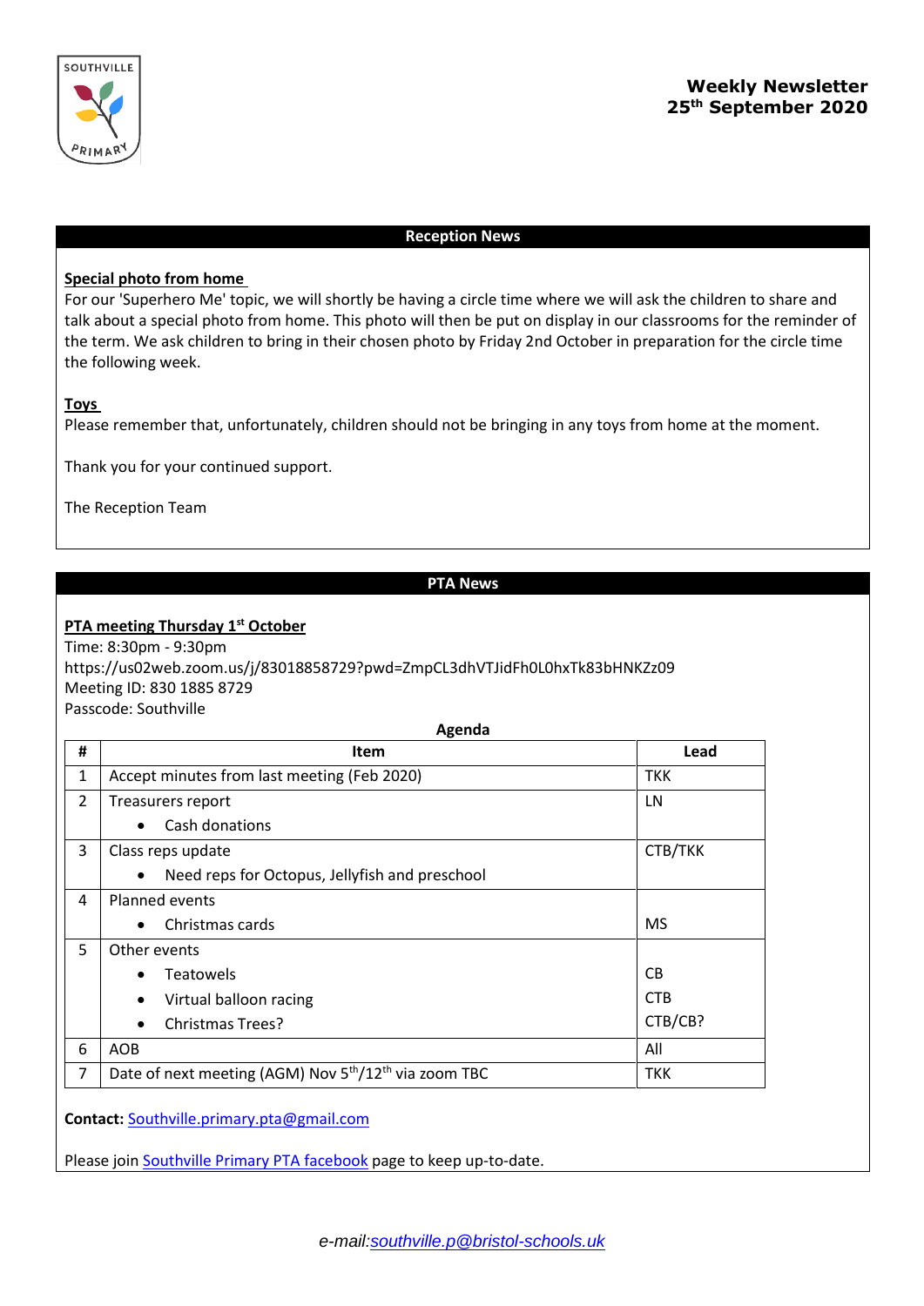**Weekly Newsletter**
**25th September 2020**

## Reception News

**Special photo from home**

For our 'Superhero Me' topic, we will shortly be having a circle time where we will ask the children to share and talk about a special photo from home. This photo will then be put on display in our classrooms for the reminder of the term. We ask children to bring in their chosen photo by Friday 2nd October in preparation for the circle time the following week.

**Toys**

Please remember that, unfortunately, children should not be bringing in any toys from home at the moment.

Thank you for your continued support.

The Reception Team

## PTA News

**PTA meeting Thursday 1st October**

Time: 8:30pm - 9:30pm
https://us02web.zoom.us/j/83018858729?pwd=ZmpCL3dhVTJidFh0L0hxTk83bHNKZz09
Meeting ID: 830 1885 8729
Passcode: Southville

**Agenda**

| # | Item | Lead |
|---|---|---|
| 1 | Accept minutes from last meeting (Feb 2020) | TKK |
| 2 | Treasurers report<br>• Cash donations | LN |
| 3 | Class reps update<br>• Need reps for Octopus, Jellyfish and preschool | CTB/TKK |
| 4 | Planned events<br>• Christmas cards | MS |
| 5 | Other events<br>• Teatowels<br>• Virtual balloon racing<br>• Christmas Trees? | CB<br>CTB<br>CTB/CB? |
| 6 | AOB | All |
| 7 | Date of next meeting (AGM) Nov 5th/12th via zoom TBC | TKK |

**Contact:** Southville.primary.pta@gmail.com

Please join Southville Primary PTA facebook page to keep up-to-date.

*e-mail:southville.p@bristol-schools.uk*